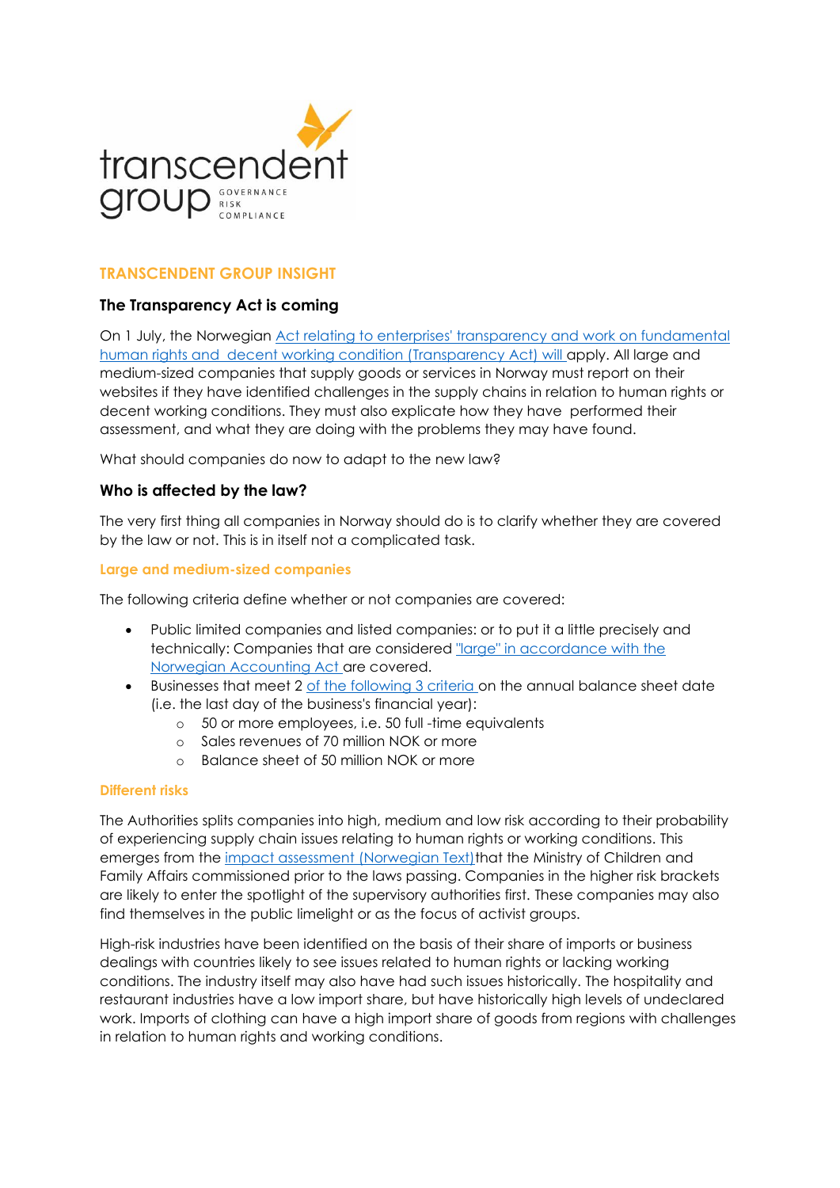transcendent group GOVERNANCE RISK COMPLIANCE

## TRANSCENDENT GROUP INSIGHT

# The Transparency Act is coming

On 1 July, the Norwegian Act relating to enterprises' transparency and work on fundamental human rights and decent working condition (Transparency Act) will apply. All large and medium-sized companies that supply goods or services in Norway must report on their websites if they have identified challenges in the supply chains in relation to human rights or decent working conditions. They must also explicate how they have performed their assessment, and what they are doing with the problems they may have found.

What should companies do now to adapt to the new law?

## Who is affected by the law?

The very first thing all companies in Norway should do is to clarify whether they are covered by the law or not. This is in itself not a complicated task.

### Large and medium-sized companies

The following criteria define whether or not companies are covered:

- Public limited companies and listed companies: or to put it a little precisely and technically: Companies that are considered "large" in accordance with the Norwegian Accounting Act are covered.
- Businesses that meet 2 of the following 3 criteria on the annual balance sheet date (i.e. the last day of the business's financial year):
  - 50 or more employees, i.e. 50 full -time equivalents
  - Sales revenues of 70 million NOK or more
  - Balance sheet of 50 million NOK or more

### Different risks

The Authorities splits companies into high, medium and low risk according to their probability of experiencing supply chain issues relating to human rights or working conditions. This emerges from the impact assessment (Norwegian Text) that the Ministry of Children and Family Affairs commissioned prior to the laws passing. Companies in the higher risk brackets are likely to enter the spotlight of the supervisory authorities first. These companies may also find themselves in the public limelight or as the focus of activist groups.

High-risk industries have been identified on the basis of their share of imports or business dealings with countries likely to see issues related to human rights or lacking working conditions. The industry itself may also have had such issues historically. The hospitality and restaurant industries have a low import share, but have historically high levels of undeclared work. Imports of clothing can have a high import share of goods from regions with challenges in relation to human rights and working conditions.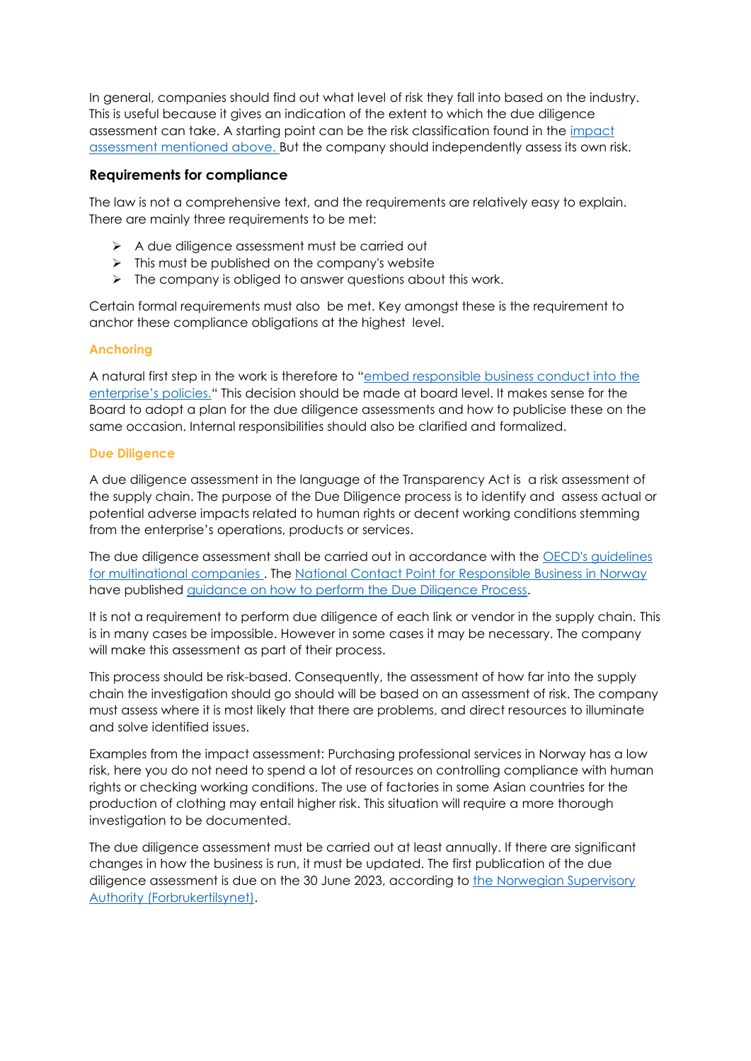In general, companies should find out what level of risk they fall into based on the industry. This is useful because it gives an indication of the extent to which the due diligence assessment can take. A starting point can be the risk classification found in the impact assessment mentioned above. But the company should independently assess its own risk.

### Requirements for compliance

The law is not a comprehensive text, and the requirements are relatively easy to explain. There are mainly three requirements to be met:

- A due diligence assessment must be carried out
- This must be published on the company's website
- The company is obliged to answer questions about this work.

Certain formal requirements must also be met. Key amongst these is the requirement to anchor these compliance obligations at the highest level.

#### Anchoring

A natural first step in the work is therefore to "embed responsible business conduct into the enterprise's policies." This decision should be made at board level. It makes sense for the Board to adopt a plan for the due diligence assessments and how to publicise these on the same occasion. Internal responsibilities should also be clarified and formalized.

#### Due Diligence

A due diligence assessment in the language of the Transparency Act is a risk assessment of the supply chain. The purpose of the Due Diligence process is to identify and assess actual or potential adverse impacts related to human rights or decent working conditions stemming from the enterprise's operations, products or services.

The due diligence assessment shall be carried out in accordance with the OECD's guidelines for multinational companies . The National Contact Point for Responsible Business in Norway have published guidance on how to perform the Due Diligence Process.

It is not a requirement to perform due diligence of each link or vendor in the supply chain. This is in many cases be impossible. However in some cases it may be necessary. The company will make this assessment as part of their process.

This process should be risk-based. Consequently, the assessment of how far into the supply chain the investigation should go should will be based on an assessment of risk. The company must assess where it is most likely that there are problems, and direct resources to illuminate and solve identified issues.

Examples from the impact assessment: Purchasing professional services in Norway has a low risk, here you do not need to spend a lot of resources on controlling compliance with human rights or checking working conditions. The use of factories in some Asian countries for the production of clothing may entail higher risk. This situation will require a more thorough investigation to be documented.

The due diligence assessment must be carried out at least annually. If there are significant changes in how the business is run, it must be updated. The first publication of the due diligence assessment is due on the 30 June 2023, according to the Norwegian Supervisory Authority (Forbrukertilsynet).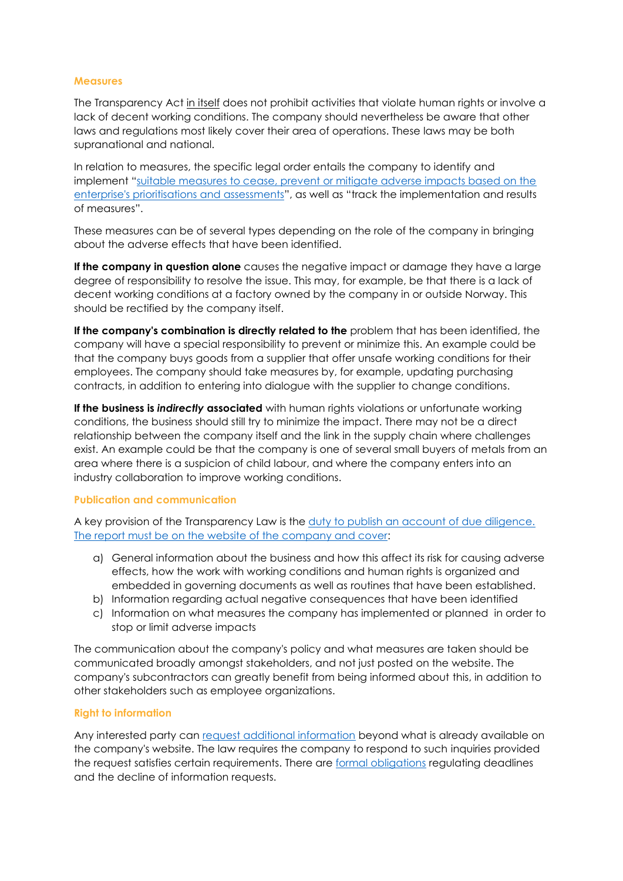## Measures

The Transparency Act in itself does not prohibit activities that violate human rights or involve a lack of decent working conditions. The company should nevertheless be aware that other laws and regulations most likely cover their area of operations. These laws may be both supranational and national.

In relation to measures, the specific legal order entails the company to identify and implement "suitable measures to cease, prevent or mitigate adverse impacts based on the enterprise's prioritisations and assessments", as well as "track the implementation and results of measures".

These measures can be of several types depending on the role of the company in bringing about the adverse effects that have been identified.

**If the company in question alone** causes the negative impact or damage they have a large degree of responsibility to resolve the issue. This may, for example, be that there is a lack of decent working conditions at a factory owned by the company in or outside Norway. This should be rectified by the company itself.

**If the company's combination is directly related to the** problem that has been identified, the company will have a special responsibility to prevent or minimize this. An example could be that the company buys goods from a supplier that offer unsafe working conditions for their employees. The company should take measures by, for example, updating purchasing contracts, in addition to entering into dialogue with the supplier to change conditions.

**If the business is *indirectly* associated** with human rights violations or unfortunate working conditions, the business should still try to minimize the impact. There may not be a direct relationship between the company itself and the link in the supply chain where challenges exist. An example could be that the company is one of several small buyers of metals from an area where there is a suspicion of child labour, and where the company enters into an industry collaboration to improve working conditions.

## Publication and communication

A key provision of the Transparency Law is the duty to publish an account of due diligence. The report must be on the website of the company and cover:

a) General information about the business and how this affect its risk for causing adverse effects, how the work with working conditions and human rights is organized and embedded in governing documents as well as routines that have been established.
b) Information regarding actual negative consequences that have been identified
c) Information on what measures the company has implemented or planned in order to stop or limit adverse impacts

The communication about the company's policy and what measures are taken should be communicated broadly amongst stakeholders, and not just posted on the website. The company's subcontractors can greatly benefit from being informed about this, in addition to other stakeholders such as employee organizations.

## Right to information

Any interested party can request additional information beyond what is already available on the company's website. The law requires the company to respond to such inquiries provided the request satisfies certain requirements. There are formal obligations regulating deadlines and the decline of information requests.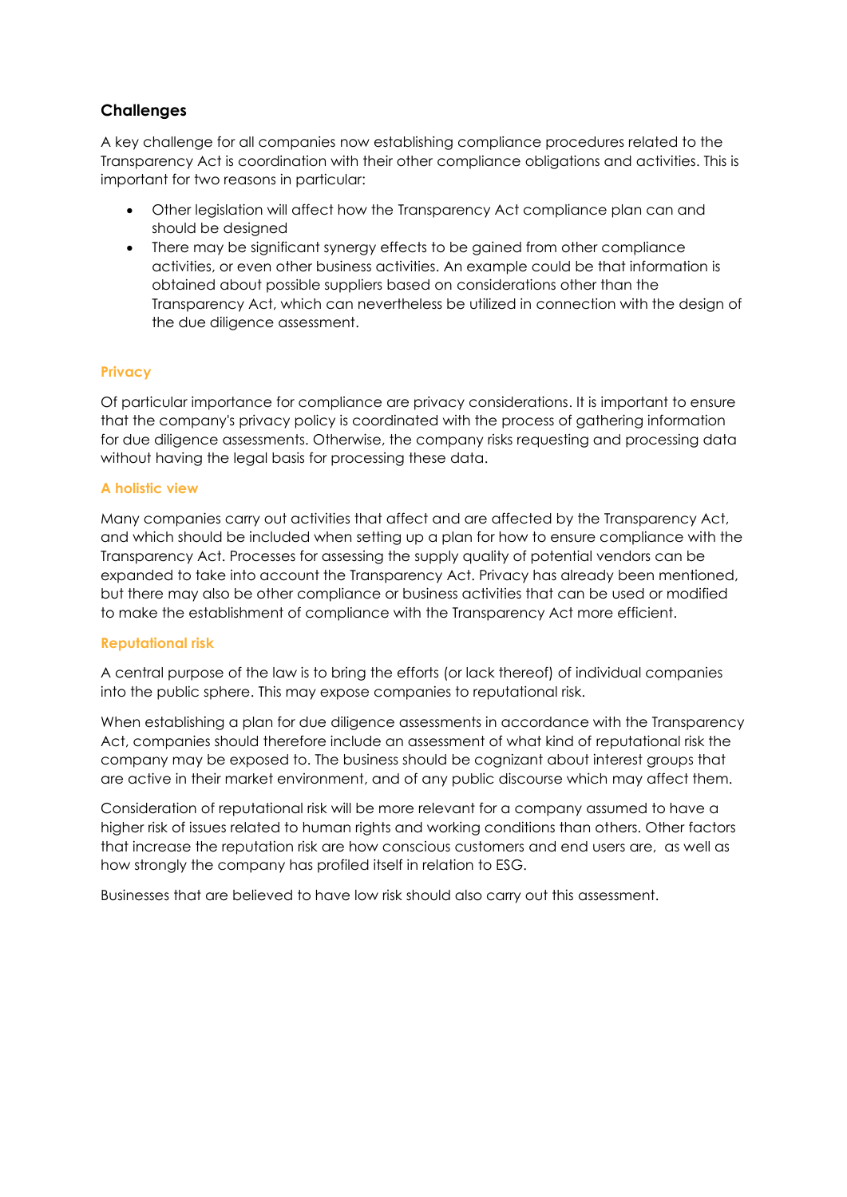## Challenges

A key challenge for all companies now establishing compliance procedures related to the Transparency Act is coordination with their other compliance obligations and activities. This is important for two reasons in particular:

- Other legislation will affect how the Transparency Act compliance plan can and should be designed
- There may be significant synergy effects to be gained from other compliance activities, or even other business activities. An example could be that information is obtained about possible suppliers based on considerations other than the Transparency Act, which can nevertheless be utilized in connection with the design of the due diligence assessment.

### Privacy

Of particular importance for compliance are privacy considerations. It is important to ensure that the company's privacy policy is coordinated with the process of gathering information for due diligence assessments. Otherwise, the company risks requesting and processing data without having the legal basis for processing these data.

### A holistic view

Many companies carry out activities that affect and are affected by the Transparency Act, and which should be included when setting up a plan for how to ensure compliance with the Transparency Act. Processes for assessing the supply quality of potential vendors can be expanded to take into account the Transparency Act. Privacy has already been mentioned, but there may also be other compliance or business activities that can be used or modified to make the establishment of compliance with the Transparency Act more efficient.

### Reputational risk

A central purpose of the law is to bring the efforts (or lack thereof) of individual companies into the public sphere. This may expose companies to reputational risk.

When establishing a plan for due diligence assessments in accordance with the Transparency Act, companies should therefore include an assessment of what kind of reputational risk the company may be exposed to. The business should be cognizant about interest groups that are active in their market environment, and of any public discourse which may affect them.

Consideration of reputational risk will be more relevant for a company assumed to have a higher risk of issues related to human rights and working conditions than others. Other factors that increase the reputation risk are how conscious customers and end users are, as well as how strongly the company has profiled itself in relation to ESG.

Businesses that are believed to have low risk should also carry out this assessment.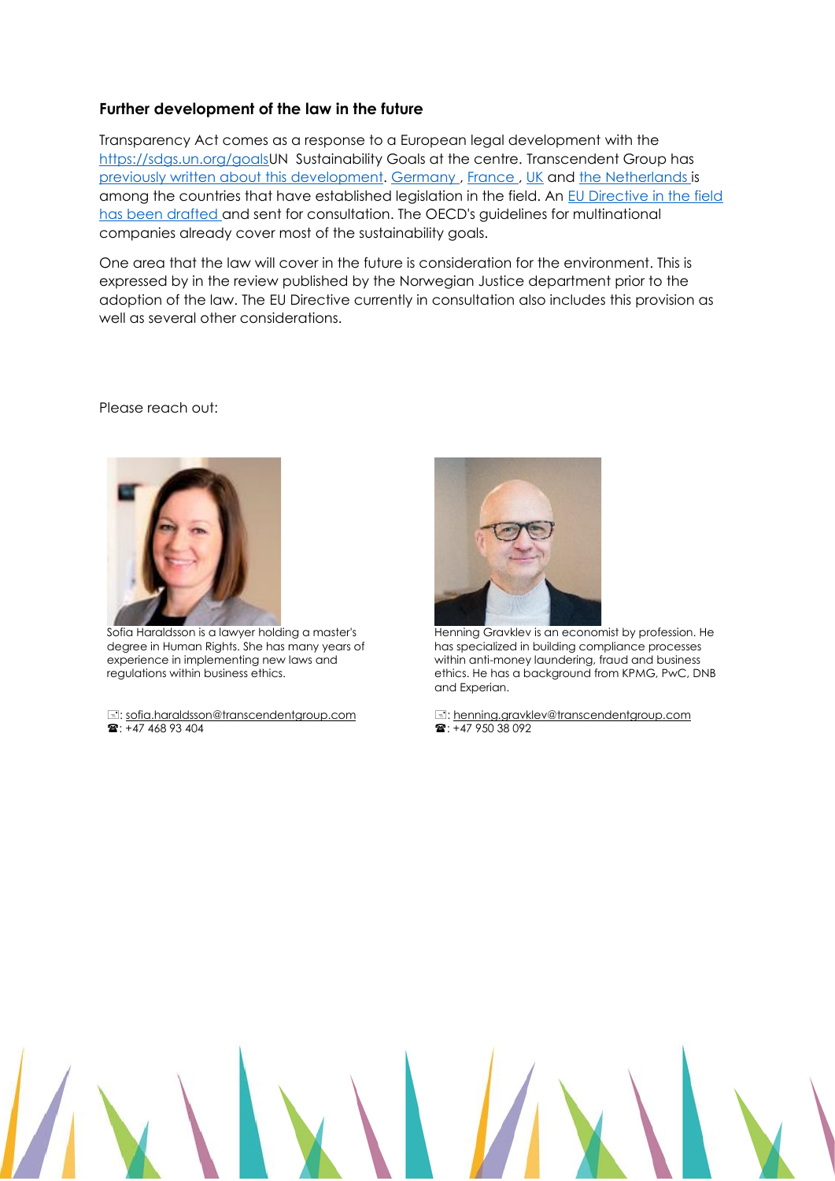## Further development of the law in the future

Transparency Act comes as a response to a European legal development with the https://sdgs.un.org/goalsUN Sustainability Goals at the centre. Transcendent Group has previously written about this development. Germany , France , UK and the Netherlands is among the countries that have established legislation in the field. An EU Directive in the field has been drafted and sent for consultation. The OECD's guidelines for multinational companies already cover most of the sustainability goals.

One area that the law will cover in the future is consideration for the environment. This is expressed by in the review published by the Norwegian Justice department prior to the adoption of the law. The EU Directive currently in consultation also includes this provision as well as several other considerations.

Please reach out:

Sofia Haraldsson is a lawyer holding a master's degree in Human Rights. She has many years of experience in implementing new laws and regulations within business ethics.

✉: sofia.haraldsson@transcendentgroup.com
☎: +47 468 93 404

Henning Gravklev is an economist by profession. He has specialized in building compliance processes within anti-money laundering, fraud and business ethics. He has a background from KPMG, PwC, DNB and Experian.

✉: henning.gravklev@transcendentgroup.com
☎: +47 950 38 092